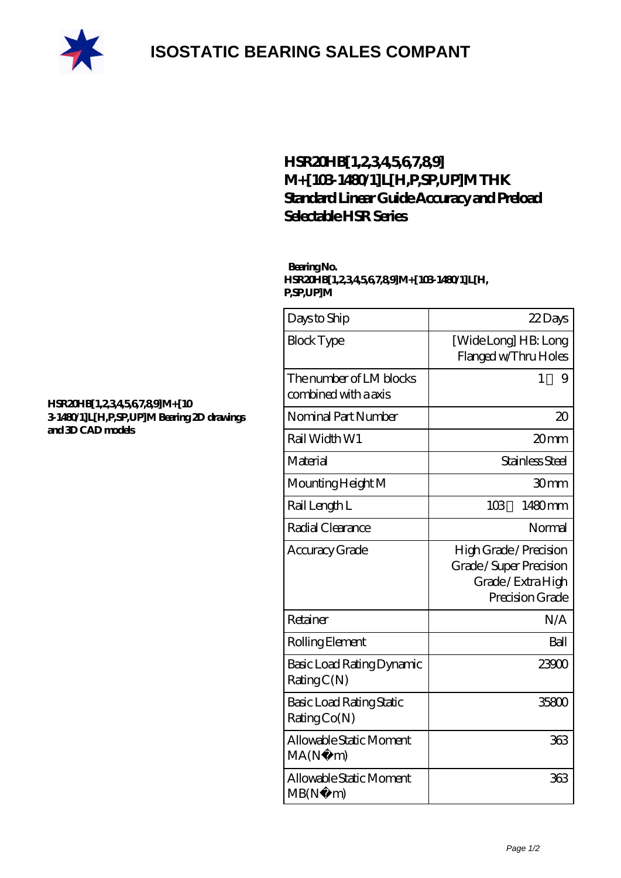# ISOSTATIC BEARING SALES COMPANT

## HSR20HB[1,2,3,4,5,6,7,8,9]M+[103-1480/1]L[H,P,SP,UP]M THK Standard Linear Guide Accuracy and Preload Selectable HSR Series

**HSR20HB[1,2,3,4,5,6,7,8,9]M+[103-1480/1]L[H,P,SP,UP]M Bearing 2D drawings and 3D CAD models**

**Bearing No.**
**HSR20HB[1,2,3,4,5,6,7,8,9]M+[103-1480/1]L[H,P,SP,UP]M**

| | |
|---|---|
| Days to Ship | 22 Days |
| Block Type | [Wide Long] HB: Long Flanged w/Thru Holes |
| The number of LM blocks combined with a axis | 1 9 |
| Nominal Part Number | 20 |
| Rail Width W1 | 20 mm |
| Material | Stainless Steel |
| Mounting Height M | 30 mm |
| Rail Length L | 103 1480 mm |
| Radial Clearance | Normal |
| Accuracy Grade | High Grade / Precision Grade / Super Precision Grade / Extra High Precision Grade |
| Retainer | N/A |
| Rolling Element | Ball |
| Basic Load Rating Dynamic Rating C(N) | 23900 |
| Basic Load Rating Static Rating Co(N) | 35800 |
| Allowable Static Moment MA(N · m) | 363 |
| Allowable Static Moment MB(N · m) | 363 |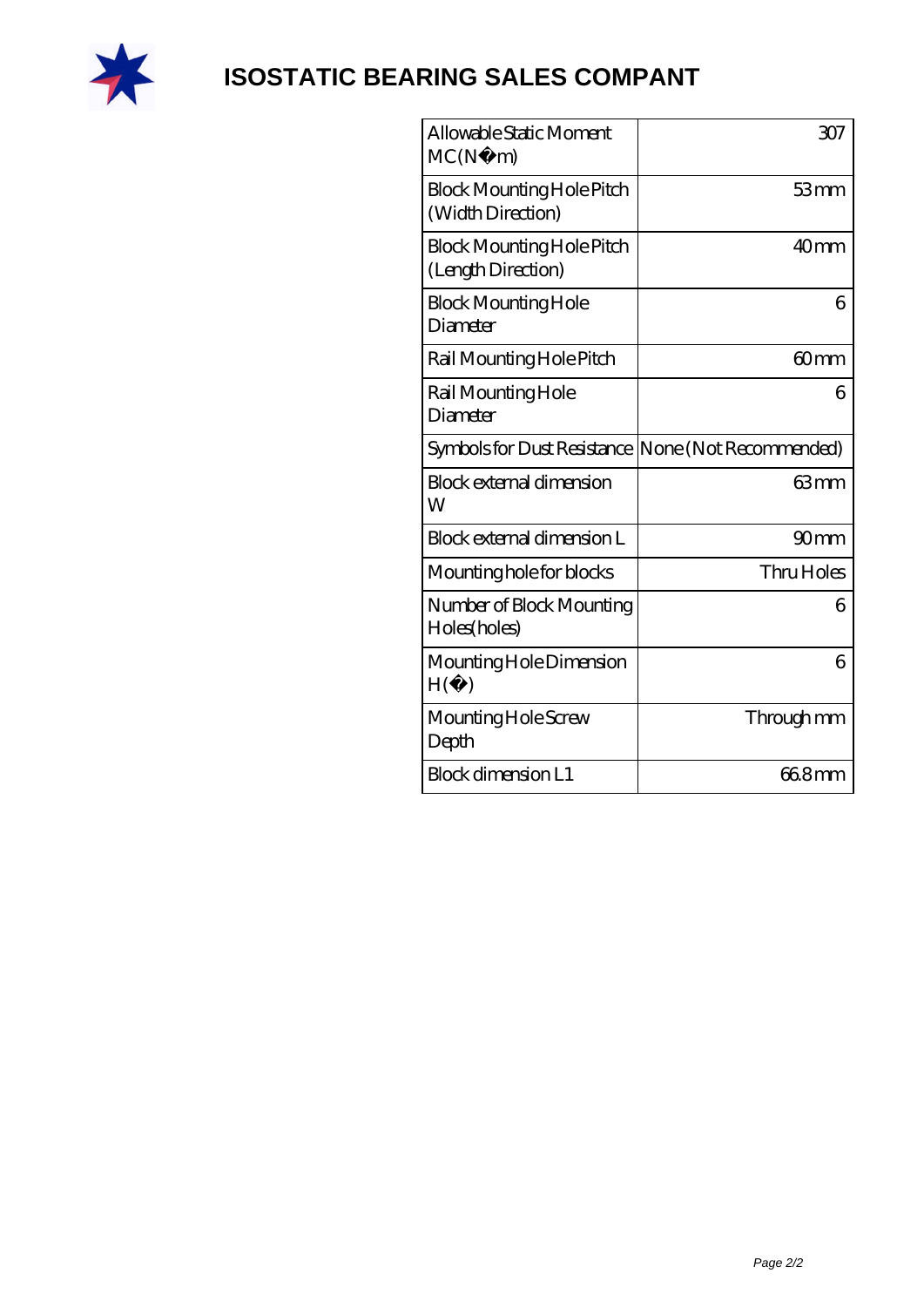# ISOSTATIC BEARING SALES COMPANT

| | |
|---|---|
| Allowable Static Moment MC(N�m) | 307 |
| Block Mounting Hole Pitch (Width Direction) | 53 mm |
| Block Mounting Hole Pitch (Length Direction) | 40 mm |
| Block Mounting Hole Diameter | 6 |
| Rail Mounting Hole Pitch | 60 mm |
| Rail Mounting Hole Diameter | 6 |
| Symbols for Dust Resistance | None (Not Recommended) |
| Block external dimension W | 63 mm |
| Block external dimension L | 90 mm |
| Mounting hole for blocks | Thru Holes |
| Number of Block Mounting Holes(holes) | 6 |
| Mounting Hole Dimension H(�) | 6 |
| Mounting Hole Screw Depth | Through mm |
| Block dimension L1 | 66.8 mm |